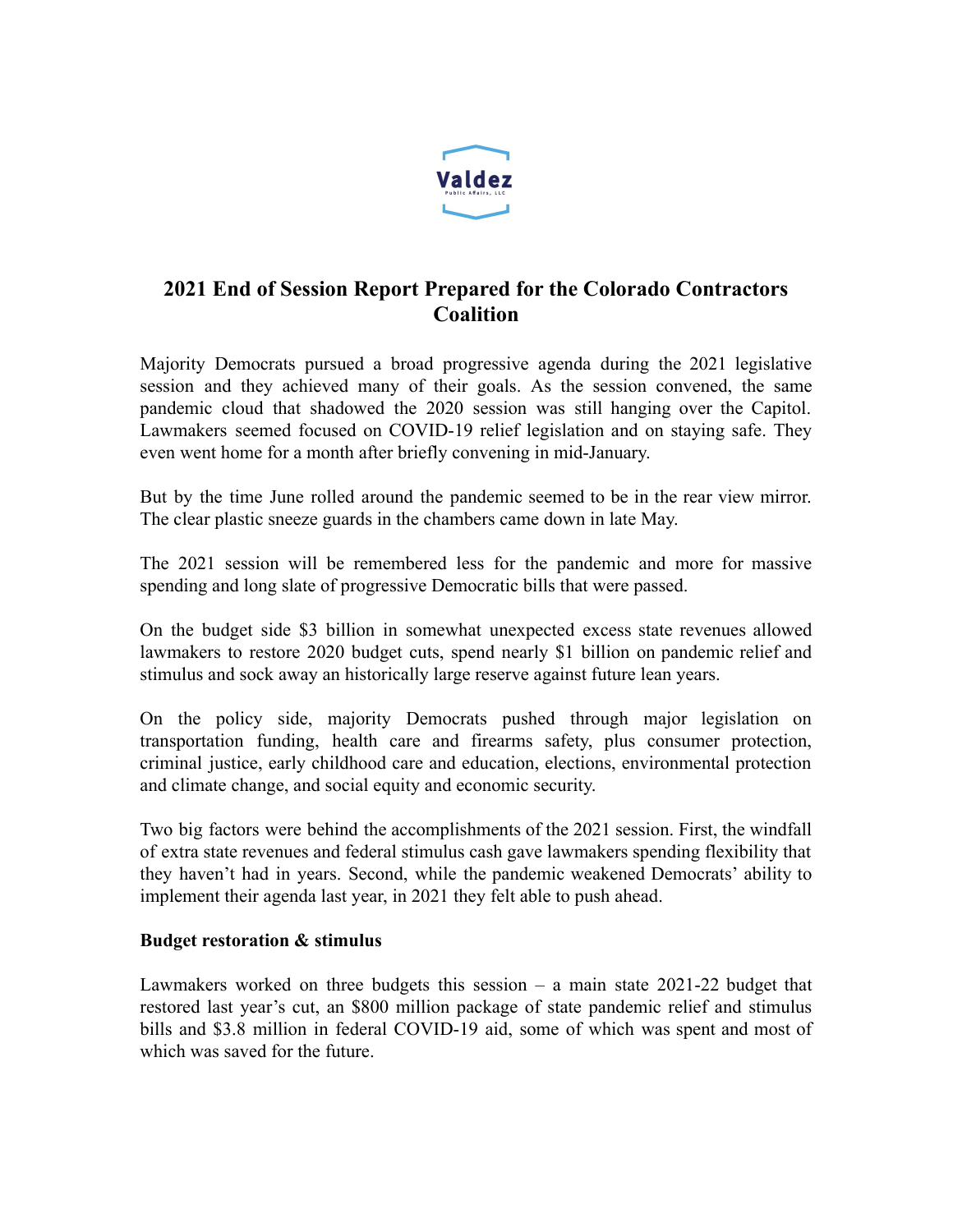# 2021 End of Session Report Prepared for the Colorado Contractors Coalition

Majority Democrats pursued a broad progressive agenda during the 2021 legislative session and they achieved many of their goals. As the session convened, the same pandemic cloud that shadowed the 2020 session was still hanging over the Capitol. Lawmakers seemed focused on COVID-19 relief legislation and on staying safe. They even went home for a month after briefly convening in mid-January.

But by the time June rolled around the pandemic seemed to be in the rear view mirror. The clear plastic sneeze guards in the chambers came down in late May.

The 2021 session will be remembered less for the pandemic and more for massive spending and long slate of progressive Democratic bills that were passed.

On the budget side $3 billion in somewhat unexpected excess state revenues allowed lawmakers to restore 2020 budget cuts, spend nearly $1 billion on pandemic relief and stimulus and sock away an historically large reserve against future lean years.

On the policy side, majority Democrats pushed through major legislation on transportation funding, health care and firearms safety, plus consumer protection, criminal justice, early childhood care and education, elections, environmental protection and climate change, and social equity and economic security.

Two big factors were behind the accomplishments of the 2021 session. First, the windfall of extra state revenues and federal stimulus cash gave lawmakers spending flexibility that they haven't had in years. Second, while the pandemic weakened Democrats' ability to implement their agenda last year, in 2021 they felt able to push ahead.

**Budget restoration & stimulus**

Lawmakers worked on three budgets this session – a main state 2021-22 budget that restored last year's cut, an $800 million package of state pandemic relief and stimulus bills and $3.8 million in federal COVID-19 aid, some of which was spent and most of which was saved for the future.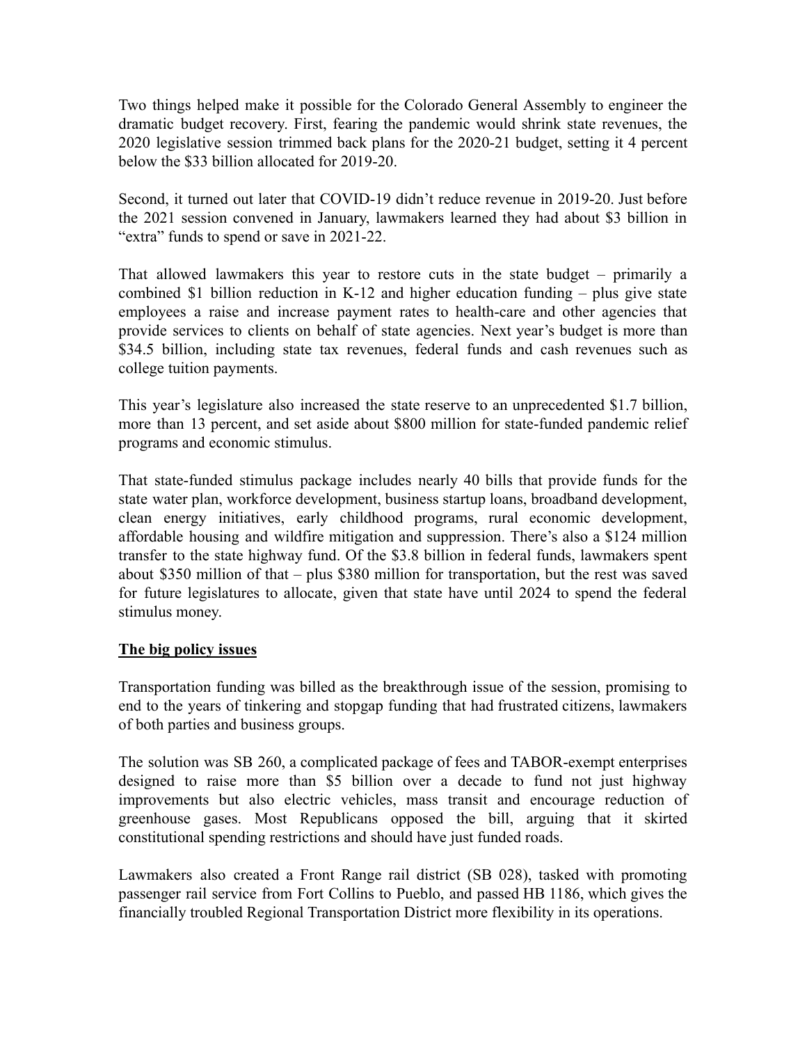Two things helped make it possible for the Colorado General Assembly to engineer the dramatic budget recovery. First, fearing the pandemic would shrink state revenues, the 2020 legislative session trimmed back plans for the 2020-21 budget, setting it 4 percent below the $33 billion allocated for 2019-20.

Second, it turned out later that COVID-19 didn't reduce revenue in 2019-20. Just before the 2021 session convened in January, lawmakers learned they had about $3 billion in "extra" funds to spend or save in 2021-22.

That allowed lawmakers this year to restore cuts in the state budget – primarily a combined $1 billion reduction in K-12 and higher education funding – plus give state employees a raise and increase payment rates to health-care and other agencies that provide services to clients on behalf of state agencies. Next year's budget is more than $34.5 billion, including state tax revenues, federal funds and cash revenues such as college tuition payments.

This year's legislature also increased the state reserve to an unprecedented $1.7 billion, more than 13 percent, and set aside about $800 million for state-funded pandemic relief programs and economic stimulus.

That state-funded stimulus package includes nearly 40 bills that provide funds for the state water plan, workforce development, business startup loans, broadband development, clean energy initiatives, early childhood programs, rural economic development, affordable housing and wildfire mitigation and suppression. There's also a $124 million transfer to the state highway fund. Of the $3.8 billion in federal funds, lawmakers spent about $350 million of that – plus $380 million for transportation, but the rest was saved for future legislatures to allocate, given that state have until 2024 to spend the federal stimulus money.

**<u>The big policy issues</u>**

Transportation funding was billed as the breakthrough issue of the session, promising to end to the years of tinkering and stopgap funding that had frustrated citizens, lawmakers of both parties and business groups.

The solution was SB 260, a complicated package of fees and TABOR-exempt enterprises designed to raise more than $5 billion over a decade to fund not just highway improvements but also electric vehicles, mass transit and encourage reduction of greenhouse gases. Most Republicans opposed the bill, arguing that it skirted constitutional spending restrictions and should have just funded roads.

Lawmakers also created a Front Range rail district (SB 028), tasked with promoting passenger rail service from Fort Collins to Pueblo, and passed HB 1186, which gives the financially troubled Regional Transportation District more flexibility in its operations.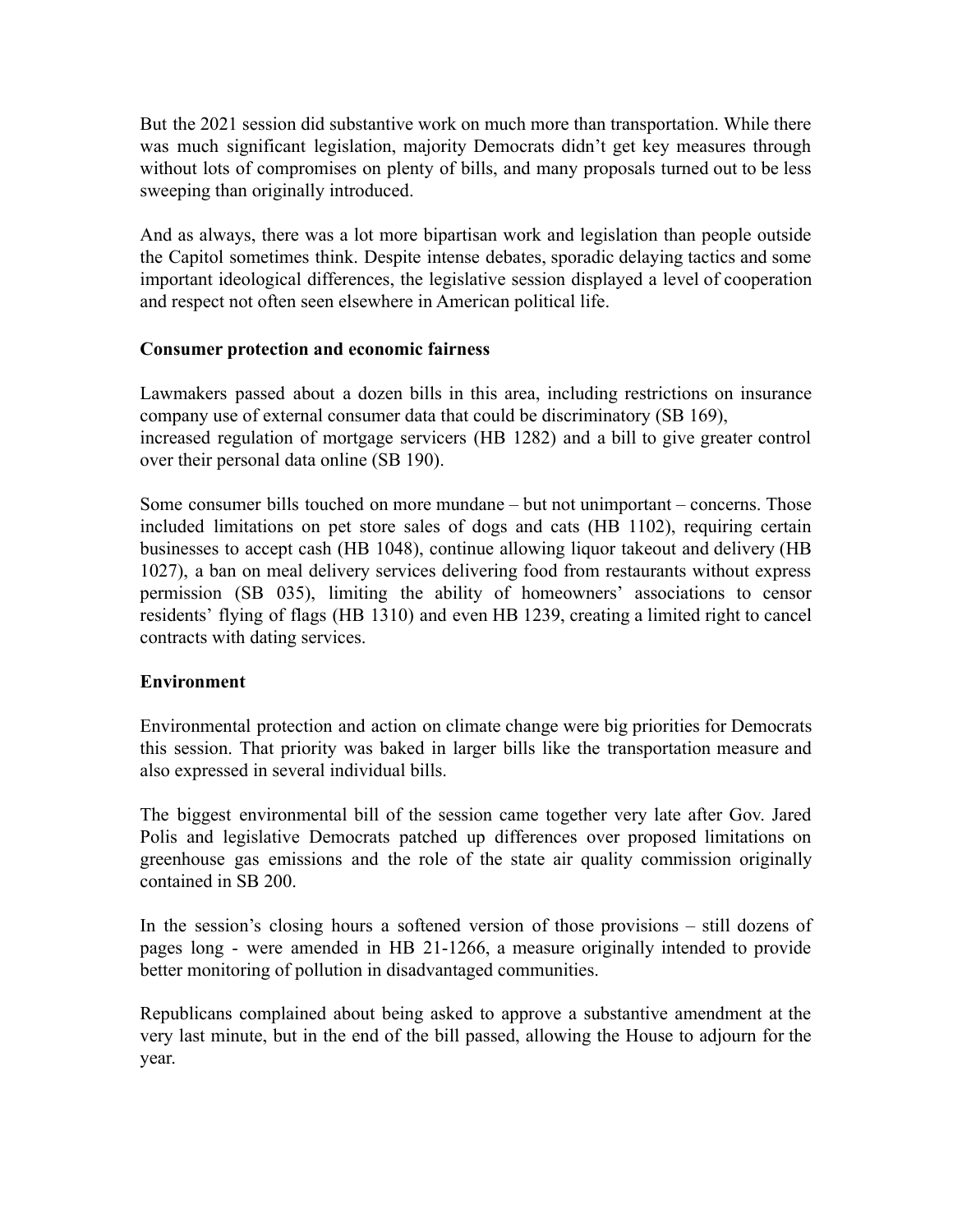But the 2021 session did substantive work on much more than transportation. While there was much significant legislation, majority Democrats didn't get key measures through without lots of compromises on plenty of bills, and many proposals turned out to be less sweeping than originally introduced.

And as always, there was a lot more bipartisan work and legislation than people outside the Capitol sometimes think. Despite intense debates, sporadic delaying tactics and some important ideological differences, the legislative session displayed a level of cooperation and respect not often seen elsewhere in American political life.

**Consumer protection and economic fairness**

Lawmakers passed about a dozen bills in this area, including restrictions on insurance company use of external consumer data that could be discriminatory (SB 169), increased regulation of mortgage servicers (HB 1282) and a bill to give greater control over their personal data online (SB 190).

Some consumer bills touched on more mundane – but not unimportant – concerns. Those included limitations on pet store sales of dogs and cats (HB 1102), requiring certain businesses to accept cash (HB 1048), continue allowing liquor takeout and delivery (HB 1027), a ban on meal delivery services delivering food from restaurants without express permission (SB 035), limiting the ability of homeowners' associations to censor residents' flying of flags (HB 1310) and even HB 1239, creating a limited right to cancel contracts with dating services.

**Environment**

Environmental protection and action on climate change were big priorities for Democrats this session. That priority was baked in larger bills like the transportation measure and also expressed in several individual bills.

The biggest environmental bill of the session came together very late after Gov. Jared Polis and legislative Democrats patched up differences over proposed limitations on greenhouse gas emissions and the role of the state air quality commission originally contained in SB 200.

In the session's closing hours a softened version of those provisions – still dozens of pages long - were amended in HB 21-1266, a measure originally intended to provide better monitoring of pollution in disadvantaged communities.

Republicans complained about being asked to approve a substantive amendment at the very last minute, but in the end of the bill passed, allowing the House to adjourn for the year.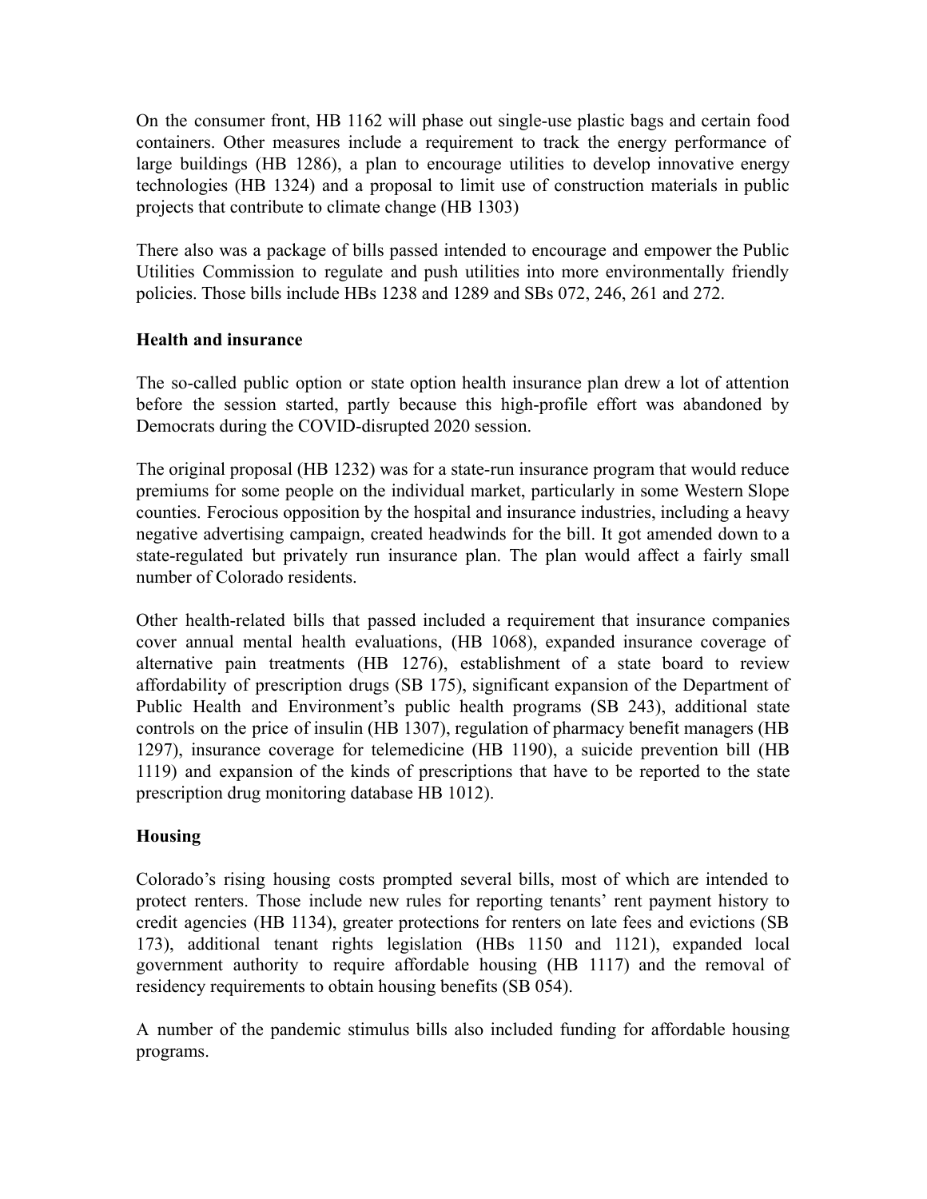On the consumer front, HB 1162 will phase out single-use plastic bags and certain food containers. Other measures include a requirement to track the energy performance of large buildings (HB 1286), a plan to encourage utilities to develop innovative energy technologies (HB 1324) and a proposal to limit use of construction materials in public projects that contribute to climate change (HB 1303)

There also was a package of bills passed intended to encourage and empower the Public Utilities Commission to regulate and push utilities into more environmentally friendly policies. Those bills include HBs 1238 and 1289 and SBs 072, 246, 261 and 272.

**Health and insurance**

The so-called public option or state option health insurance plan drew a lot of attention before the session started, partly because this high-profile effort was abandoned by Democrats during the COVID-disrupted 2020 session.

The original proposal (HB 1232) was for a state-run insurance program that would reduce premiums for some people on the individual market, particularly in some Western Slope counties. Ferocious opposition by the hospital and insurance industries, including a heavy negative advertising campaign, created headwinds for the bill. It got amended down to a state-regulated but privately run insurance plan. The plan would affect a fairly small number of Colorado residents.

Other health-related bills that passed included a requirement that insurance companies cover annual mental health evaluations, (HB 1068), expanded insurance coverage of alternative pain treatments (HB 1276), establishment of a state board to review affordability of prescription drugs (SB 175), significant expansion of the Department of Public Health and Environment's public health programs (SB 243), additional state controls on the price of insulin (HB 1307), regulation of pharmacy benefit managers (HB 1297), insurance coverage for telemedicine (HB 1190), a suicide prevention bill (HB 1119) and expansion of the kinds of prescriptions that have to be reported to the state prescription drug monitoring database HB 1012).

**Housing**

Colorado's rising housing costs prompted several bills, most of which are intended to protect renters. Those include new rules for reporting tenants' rent payment history to credit agencies (HB 1134), greater protections for renters on late fees and evictions (SB 173), additional tenant rights legislation (HBs 1150 and 1121), expanded local government authority to require affordable housing (HB 1117) and the removal of residency requirements to obtain housing benefits (SB 054).

A number of the pandemic stimulus bills also included funding for affordable housing programs.